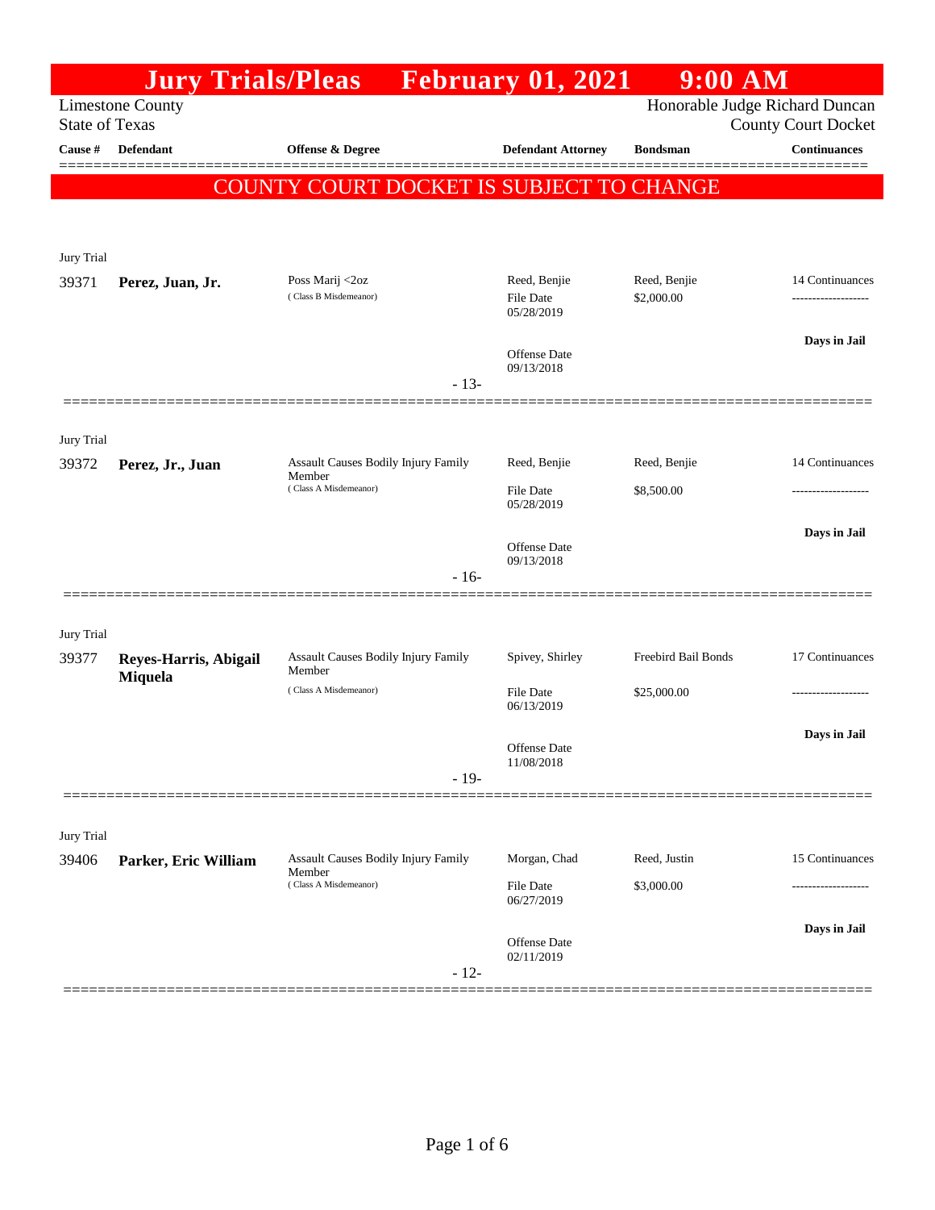# Jury Trials/Pleas February 01, 2021 9:00 AM

Limestone County
State of Texas

Honorable Judge Richard Duncan
County Court Docket

**COUNTY COURT DOCKET IS SUBJECT TO CHANGE**

| Cause # | Defendant | Offense & Degree | Defendant Attorney | Bondsman | Continuances |
|---|---|---|---|---|---|
| Jury Trial | | | | | |
| 39371 | **Perez, Juan, Jr.** | Poss Marij <2oz (Class B Misdemeanor) | Reed, Benjie<br>File Date 05/28/2019<br>Offense Date 09/13/2018 | Reed, Benjie<br>$2,000.00 | 14 Continuances<br>Days in Jail |
| | | - 13- | | | |
| Jury Trial | | | | | |
| 39372 | **Perez, Jr., Juan** | Assault Causes Bodily Injury Family Member (Class A Misdemeanor) | Reed, Benjie<br>File Date 05/28/2019<br>Offense Date 09/13/2018 | Reed, Benjie<br>$8,500.00 | 14 Continuances<br>Days in Jail |
| | | - 16- | | | |
| Jury Trial | | | | | |
| 39377 | **Reyes-Harris, Abigail Miquela** | Assault Causes Bodily Injury Family Member (Class A Misdemeanor) | Spivey, Shirley<br>File Date 06/13/2019<br>Offense Date 11/08/2018 | Freebird Bail Bonds<br>$25,000.00 | 17 Continuances<br>Days in Jail |
| | | - 19- | | | |
| Jury Trial | | | | | |
| 39406 | **Parker, Eric William** | Assault Causes Bodily Injury Family Member (Class A Misdemeanor) | Morgan, Chad<br>File Date 06/27/2019<br>Offense Date 02/11/2019 | Reed, Justin<br>$3,000.00 | 15 Continuances<br>Days in Jail |
| | | - 12- | | | |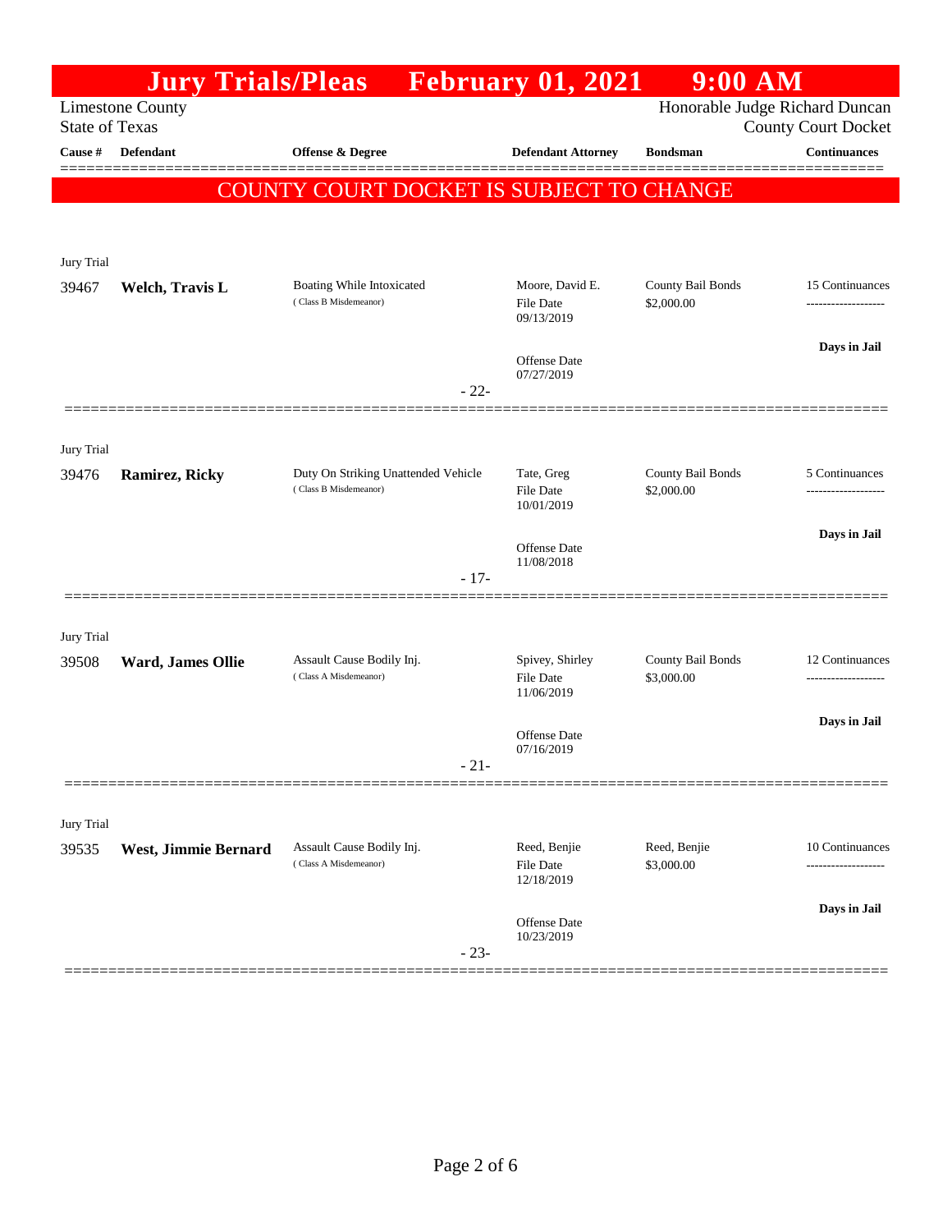# Jury Trials/Pleas February 01, 2021 9:00 AM

Limestone County
State of Texas

Honorable Judge Richard Duncan
County Court Docket

**COUNTY COURT DOCKET IS SUBJECT TO CHANGE**

| Cause # | Defendant | Offense & Degree | Defendant Attorney | Bondsman | Continuances |
|---|---|---|---|---|---|
| Jury Trial | | | | | |
| 39467 | **Welch, Travis L** | Boating While Intoxicated (Class B Misdemeanor) | Moore, David E. File Date 09/13/2019 Offense Date 07/27/2019 | County Bail Bonds $2,000.00 | 15 Continuances Days in Jail |
| | | - 22- | | | |
| Jury Trial | | | | | |
| 39476 | **Ramirez, Ricky** | Duty On Striking Unattended Vehicle (Class B Misdemeanor) | Tate, Greg File Date 10/01/2019 Offense Date 11/08/2018 | County Bail Bonds $2,000.00 | 5 Continuances Days in Jail |
| | | - 17- | | | |
| Jury Trial | | | | | |
| 39508 | **Ward, James Ollie** | Assault Cause Bodily Inj. (Class A Misdemeanor) | Spivey, Shirley File Date 11/06/2019 Offense Date 07/16/2019 | County Bail Bonds $3,000.00 | 12 Continuances Days in Jail |
| | | - 21- | | | |
| Jury Trial | | | | | |
| 39535 | **West, Jimmie Bernard** | Assault Cause Bodily Inj. (Class A Misdemeanor) | Reed, Benjie File Date 12/18/2019 Offense Date 10/23/2019 | Reed, Benjie $3,000.00 | 10 Continuances Days in Jail |
| | | - 23- | | | |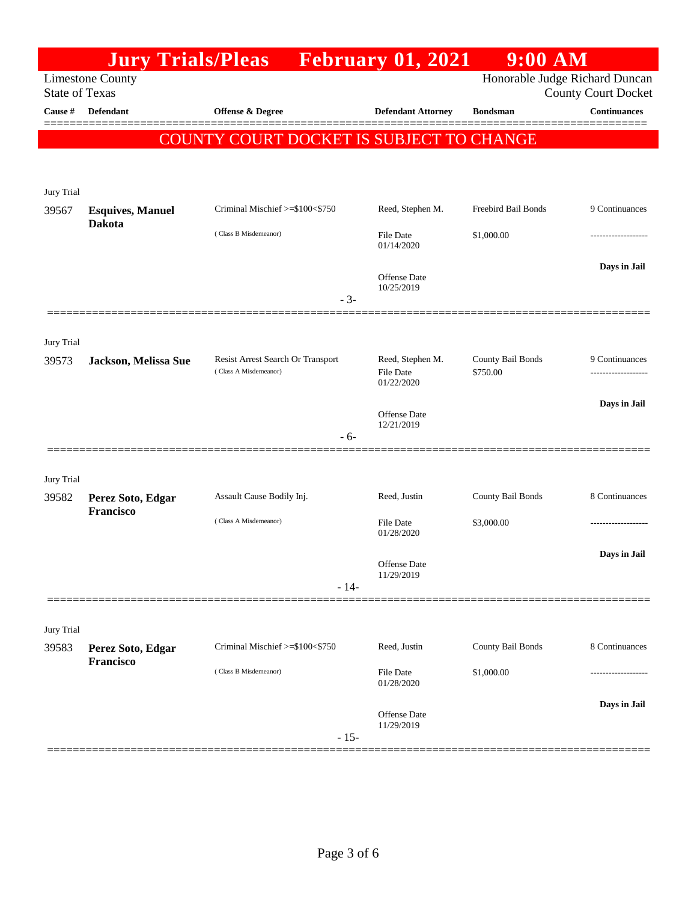# Jury Trials/Pleas February 01, 2021 9:00 AM

Limestone County
State of Texas

Honorable Judge Richard Duncan
County Court Docket

**COUNTY COURT DOCKET IS SUBJECT TO CHANGE**

| Cause # | Defendant | Offense & Degree | Defendant Attorney | Bondsman | Continuances |
|---|---|---|---|---|---|
| Jury Trial | | | | | |
| 39567 | **Esquives, Manuel Dakota** | Criminal Mischief >=$100<$750 (Class B Misdemeanor) | Reed, Stephen M. | Freebird Bail Bonds | 9 Continuances |
| | | | File Date 01/14/2020 | $1,000.00 | ------------------- |
| | | | Offense Date 10/25/2019 | | Days in Jail |
| | | - 3- | | | |
| Jury Trial | | | | | |
| 39573 | **Jackson, Melissa Sue** | Resist Arrest Search Or Transport (Class A Misdemeanor) | Reed, Stephen M. | County Bail Bonds | 9 Continuances |
| | | | File Date 01/22/2020 | $750.00 | ------------------- |
| | | | Offense Date 12/21/2019 | | Days in Jail |
| | | - 6- | | | |
| Jury Trial | | | | | |
| 39582 | **Perez Soto, Edgar Francisco** | Assault Cause Bodily Inj. (Class A Misdemeanor) | Reed, Justin | County Bail Bonds | 8 Continuances |
| | | | File Date 01/28/2020 | $3,000.00 | ------------------- |
| | | | Offense Date 11/29/2019 | | Days in Jail |
| | | - 14- | | | |
| Jury Trial | | | | | |
| 39583 | **Perez Soto, Edgar Francisco** | Criminal Mischief >=$100<$750 (Class B Misdemeanor) | Reed, Justin | County Bail Bonds | 8 Continuances |
| | | | File Date 01/28/2020 | $1,000.00 | ------------------- |
| | | | Offense Date 11/29/2019 | | Days in Jail |
| | | - 15- | | | |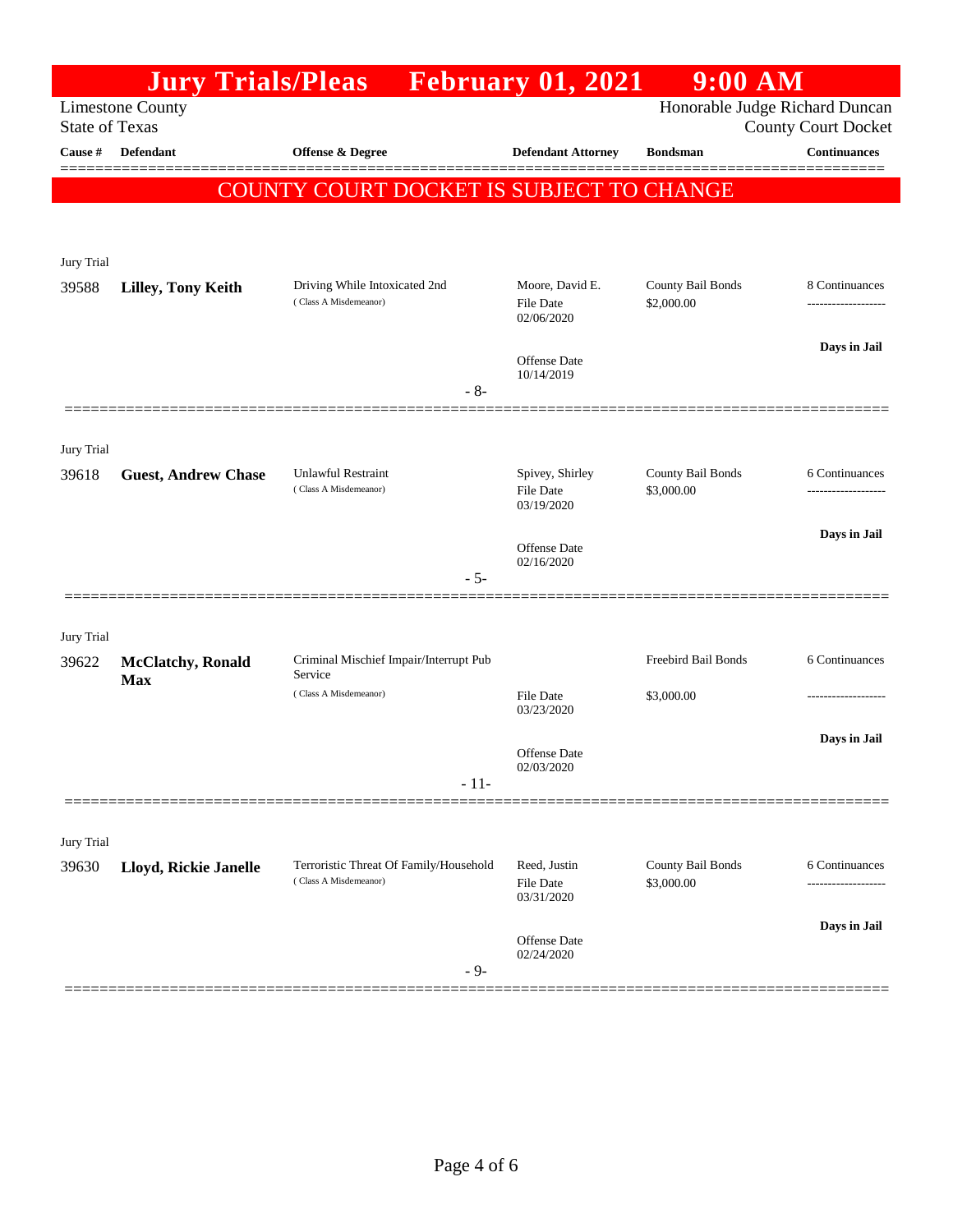# Jury Trials/Pleas February 01, 2021 9:00 AM

Limestone County
State of Texas

Honorable Judge Richard Duncan
County Court Docket

**COUNTY COURT DOCKET IS SUBJECT TO CHANGE**

| Cause # | Defendant | Offense & Degree | Defendant Attorney | Bondsman | Continuances |
|---|---|---|---|---|---|
| Jury Trial | | | | | |
| 39588 | **Lilley, Tony Keith** | Driving While Intoxicated 2nd (Class A Misdemeanor) | Moore, David E. File Date 02/06/2020 Offense Date 10/14/2019 | County Bail Bonds $2,000.00 | 8 Continuances **Days in Jail** |
| | | - 8- | | | |
| Jury Trial | | | | | |
| 39618 | **Guest, Andrew Chase** | Unlawful Restraint (Class A Misdemeanor) | Spivey, Shirley File Date 03/19/2020 Offense Date 02/16/2020 | County Bail Bonds $3,000.00 | 6 Continuances **Days in Jail** |
| | | - 5- | | | |
| Jury Trial | | | | | |
| 39622 | **McClatchy, Ronald Max** | Criminal Mischief Impair/Interrupt Pub Service (Class A Misdemeanor) | File Date 03/23/2020 Offense Date 02/03/2020 | Freebird Bail Bonds $3,000.00 | 6 Continuances **Days in Jail** |
| | | - 11- | | | |
| Jury Trial | | | | | |
| 39630 | **Lloyd, Rickie Janelle** | Terroristic Threat Of Family/Household (Class A Misdemeanor) | Reed, Justin File Date 03/31/2020 Offense Date 02/24/2020 | County Bail Bonds $3,000.00 | 6 Continuances **Days in Jail** |
| | | - 9- | | | |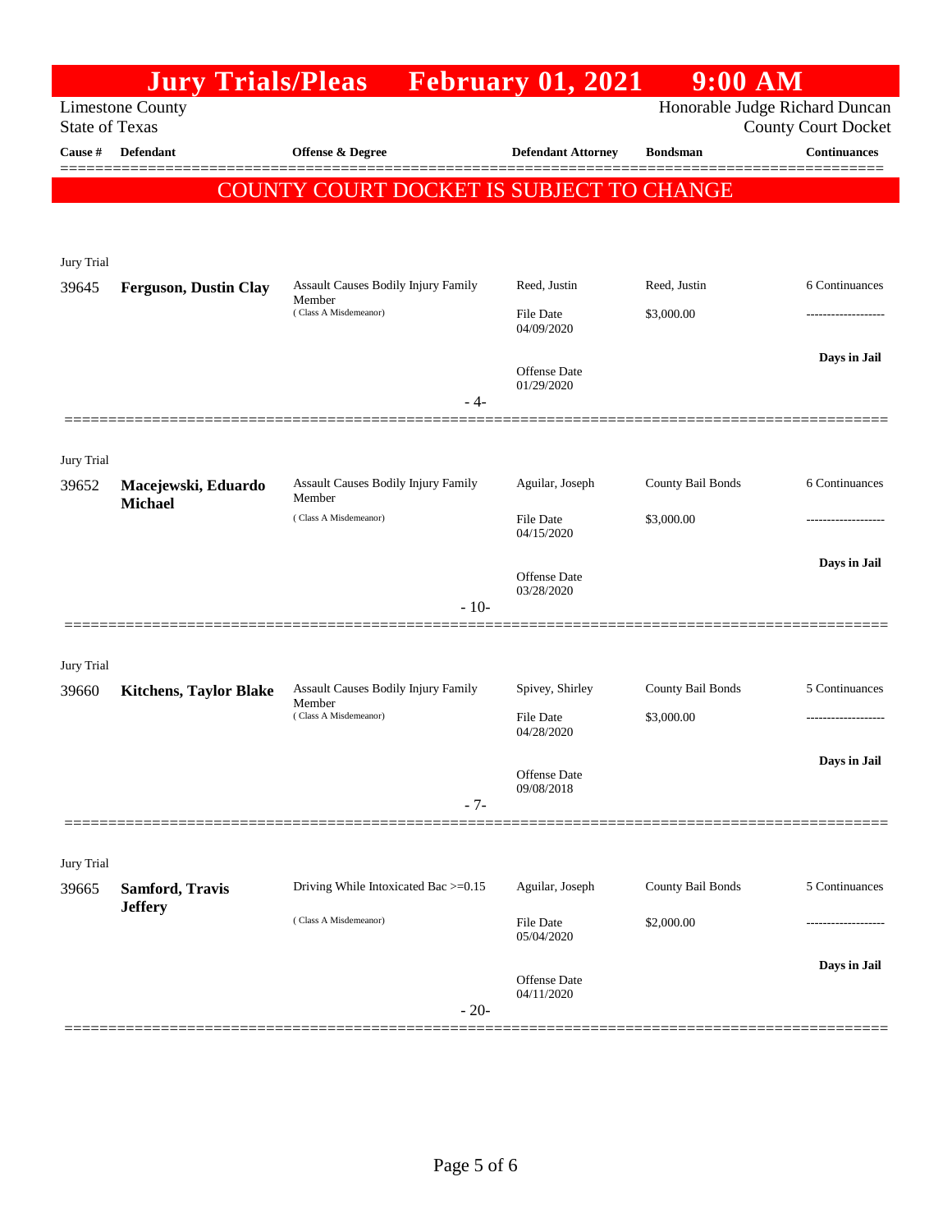# Jury Trials/Pleas February 01, 2021 9:00 AM

Limestone County
State of Texas

Honorable Judge Richard Duncan
County Court Docket

**COUNTY COURT DOCKET IS SUBJECT TO CHANGE**

| Cause # | Defendant | Offense & Degree | Defendant Attorney | Bondsman | Continuances |
|---|---|---|---|---|---|
| Jury Trial | | | | | |
| 39645 | **Ferguson, Dustin Clay** | Assault Causes Bodily Injury Family Member (Class A Misdemeanor) | Reed, Justin<br>File Date 04/09/2020<br>Offense Date 01/29/2020 | Reed, Justin<br>$3,000.00 | 6 Continuances<br>-------------------<br>**Days in Jail** |
| | | - 4- | | | |
| Jury Trial | | | | | |
| 39652 | **Macejewski, Eduardo Michael** | Assault Causes Bodily Injury Family Member (Class A Misdemeanor) | Aguilar, Joseph<br>File Date 04/15/2020<br>Offense Date 03/28/2020 | County Bail Bonds<br>$3,000.00 | 6 Continuances<br>-------------------<br>**Days in Jail** |
| | | - 10- | | | |
| Jury Trial | | | | | |
| 39660 | **Kitchens, Taylor Blake** | Assault Causes Bodily Injury Family Member (Class A Misdemeanor) | Spivey, Shirley<br>File Date 04/28/2020<br>Offense Date 09/08/2018 | County Bail Bonds<br>$3,000.00 | 5 Continuances<br>-------------------<br>**Days in Jail** |
| | | - 7- | | | |
| Jury Trial | | | | | |
| 39665 | **Samford, Travis Jeffery** | Driving While Intoxicated Bac >=0.15 (Class A Misdemeanor) | Aguilar, Joseph<br>File Date 05/04/2020<br>Offense Date 04/11/2020 | County Bail Bonds<br>$2,000.00 | 5 Continuances<br>-------------------<br>**Days in Jail** |
| | | - 20- | | | |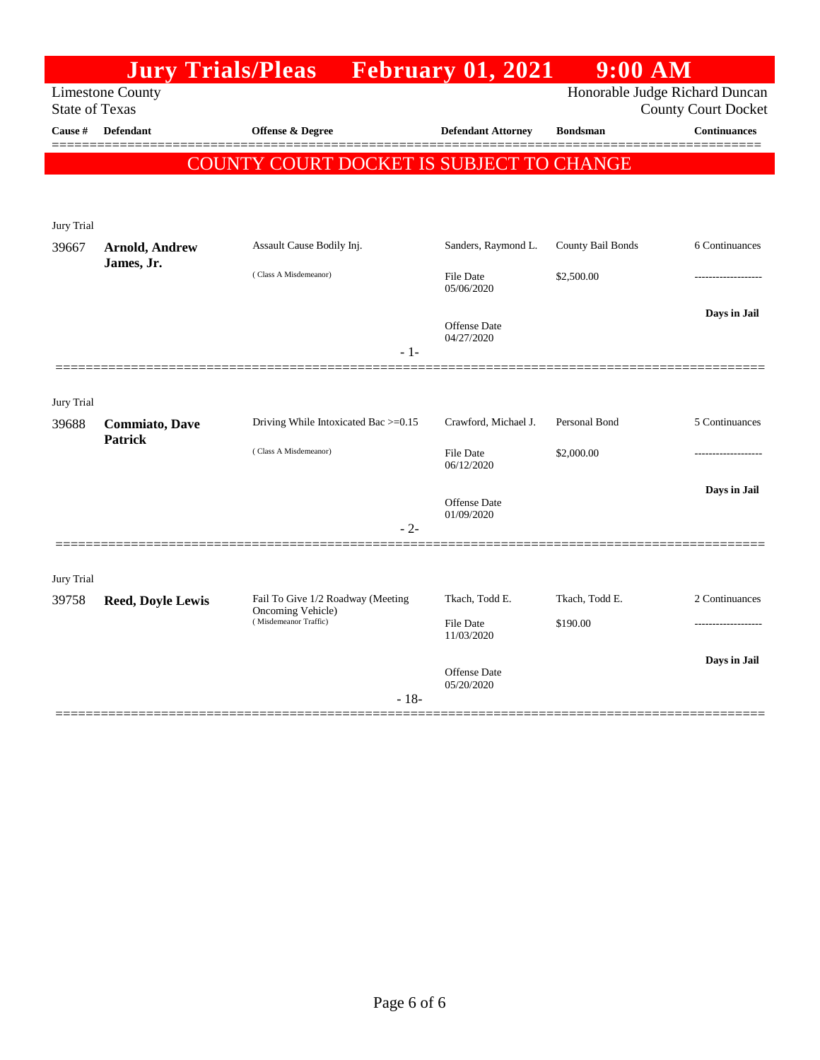# Jury Trials/Pleas February 01, 2021 9:00 AM

Limestone County
State of Texas

Honorable Judge Richard Duncan
County Court Docket

**COUNTY COURT DOCKET IS SUBJECT TO CHANGE**

| Cause # | Defendant | Offense & Degree | Defendant Attorney | Bondsman | Continuances |
|---|---|---|---|---|---|
| Jury Trial | | | | | |
| 39667 | **Arnold, Andrew James, Jr.** | Assault Cause Bodily Inj. (Class A Misdemeanor) | Sanders, Raymond L. File Date 05/06/2020 Offense Date 04/27/2020 | County Bail Bonds $2,500.00 | 6 Continuances ------------------- **Days in Jail** |
| | | - 1- | | | |
| Jury Trial | | | | | |
| 39688 | **Commiato, Dave Patrick** | Driving While Intoxicated Bac >=0.15 (Class A Misdemeanor) | Crawford, Michael J. File Date 06/12/2020 Offense Date 01/09/2020 | Personal Bond $2,000.00 | 5 Continuances ------------------- **Days in Jail** |
| | | - 2- | | | |
| Jury Trial | | | | | |
| 39758 | **Reed, Doyle Lewis** | Fail To Give 1/2 Roadway (Meeting Oncoming Vehicle) (Misdemeanor Traffic) | Tkach, Todd E. File Date 11/03/2020 Offense Date 05/20/2020 | Tkach, Todd E. $190.00 | 2 Continuances ------------------- **Days in Jail** |
| | | - 18- | | | |